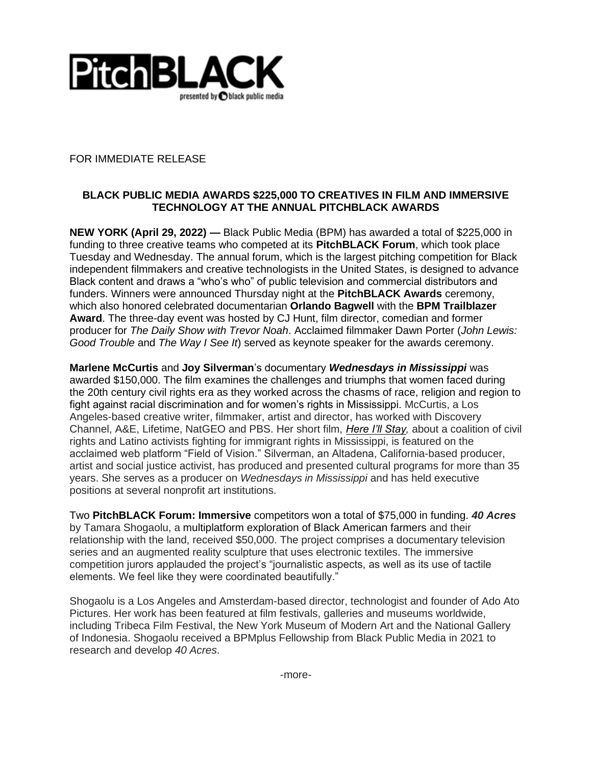PitchBLACK

presented by black public media

FOR IMMEDIATE RELEASE

**BLACK PUBLIC MEDIA AWARDS $225,000 TO CREATIVES IN FILM AND IMMERSIVE TECHNOLOGY AT THE ANNUAL PITCHBLACK AWARDS**

**NEW YORK (April 29, 2022) —** Black Public Media (BPM) has awarded a total of $225,000 in funding to three creative teams who competed at its **PitchBLACK Forum**, which took place Tuesday and Wednesday. The annual forum, which is the largest pitching competition for Black independent filmmakers and creative technologists in the United States, is designed to advance Black content and draws a "who's who" of public television and commercial distributors and funders. Winners were announced Thursday night at the **PitchBLACK Awards** ceremony, which also honored celebrated documentarian **Orlando Bagwell** with the **BPM Trailblazer Award**. The three-day event was hosted by CJ Hunt, film director, comedian and former producer for *The Daily Show with Trevor Noah*. Acclaimed filmmaker Dawn Porter (*John Lewis: Good Trouble* and *The Way I See It*) served as keynote speaker for the awards ceremony.

**Marlene McCurtis** and **Joy Silverman**'s documentary ***Wednesdays in Mississippi*** was awarded $150,000. The film examines the challenges and triumphs that women faced during the 20th century civil rights era as they worked across the chasms of race, religion and region to fight against racial discrimination and for women's rights in Mississippi. McCurtis, a Los Angeles-based creative writer, filmmaker, artist and director, has worked with Discovery Channel, A&E, Lifetime, NatGEO and PBS. Her short film, *Here I'll Stay,* about a coalition of civil rights and Latino activists fighting for immigrant rights in Mississippi, is featured on the acclaimed web platform "Field of Vision." Silverman, an Altadena, California-based producer, artist and social justice activist, has produced and presented cultural programs for more than 35 years. She serves as a producer on *Wednesdays in Mississippi* and has held executive positions at several nonprofit art institutions.

Two **PitchBLACK Forum: Immersive** competitors won a total of $75,000 in funding. ***40 Acres*** by Tamara Shogaolu, a multiplatform exploration of Black American farmers and their relationship with the land, received $50,000. The project comprises a documentary television series and an augmented reality sculpture that uses electronic textiles. The immersive competition jurors applauded the project's "journalistic aspects, as well as its use of tactile elements. We feel like they were coordinated beautifully."

Shogaolu is a Los Angeles and Amsterdam-based director, technologist and founder of Ado Ato Pictures. Her work has been featured at film festivals, galleries and museums worldwide, including Tribeca Film Festival, the New York Museum of Modern Art and the National Gallery of Indonesia. Shogaolu received a BPMplus Fellowship from Black Public Media in 2021 to research and develop *40 Acres*.

-more-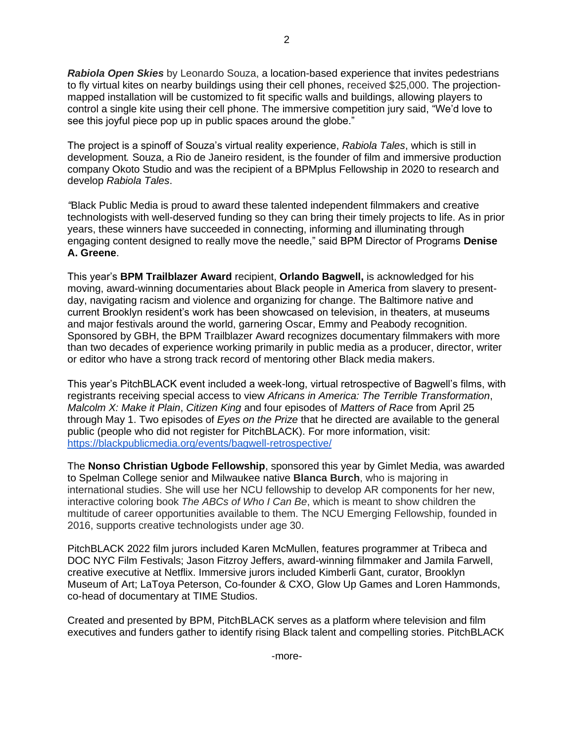***Rabiola Open Skies*** by Leonardo Souza, a location-based experience that invites pedestrians to fly virtual kites on nearby buildings using their cell phones, received $25,000. The projection-mapped installation will be customized to fit specific walls and buildings, allowing players to control a single kite using their cell phone. The immersive competition jury said, "We'd love to see this joyful piece pop up in public spaces around the globe."

The project is a spinoff of Souza's virtual reality experience, *Rabiola Tales*, which is still in development*.* Souza, a Rio de Janeiro resident, is the founder of film and immersive production company Okoto Studio and was the recipient of a BPMplus Fellowship in 2020 to research and develop *Rabiola Tales*.

*"*Black Public Media is proud to award these talented independent filmmakers and creative technologists with well-deserved funding so they can bring their timely projects to life. As in prior years, these winners have succeeded in connecting, informing and illuminating through engaging content designed to really move the needle," said BPM Director of Programs **Denise A. Greene**.

This year's **BPM Trailblazer Award** recipient, **Orlando Bagwell,** is acknowledged for his moving, award-winning documentaries about Black people in America from slavery to present-day, navigating racism and violence and organizing for change. The Baltimore native and current Brooklyn resident's work has been showcased on television, in theaters, at museums and major festivals around the world, garnering Oscar, Emmy and Peabody recognition. Sponsored by GBH, the BPM Trailblazer Award recognizes documentary filmmakers with more than two decades of experience working primarily in public media as a producer, director, writer or editor who have a strong track record of mentoring other Black media makers.

This year's PitchBLACK event included a week-long, virtual retrospective of Bagwell's films, with registrants receiving special access to view *Africans in America: The Terrible Transformation*, *Malcolm X: Make it Plain*, *Citizen King* and four episodes of *Matters of Race* from April 25 through May 1. Two episodes of *Eyes on the Prize* that he directed are available to the general public (people who did not register for PitchBLACK). For more information, visit: https://blackpublicmedia.org/events/bagwell-retrospective/

The **Nonso Christian Ugbode Fellowship**, sponsored this year by Gimlet Media, was awarded to Spelman College senior and Milwaukee native **Blanca Burch**, who is majoring in international studies. She will use her NCU fellowship to develop AR components for her new, interactive coloring book *The ABCs of Who I Can Be*, which is meant to show children the multitude of career opportunities available to them. The NCU Emerging Fellowship, founded in 2016, supports creative technologists under age 30.

PitchBLACK 2022 film jurors included Karen McMullen, features programmer at Tribeca and DOC NYC Film Festivals; Jason Fitzroy Jeffers, award-winning filmmaker and Jamila Farwell, creative executive at Netflix. Immersive jurors included Kimberli Gant, curator, Brooklyn Museum of Art; LaToya Peterson, Co-founder & CXO, Glow Up Games and Loren Hammonds, co-head of documentary at TIME Studios.

Created and presented by BPM, PitchBLACK serves as a platform where television and film executives and funders gather to identify rising Black talent and compelling stories. PitchBLACK

-more-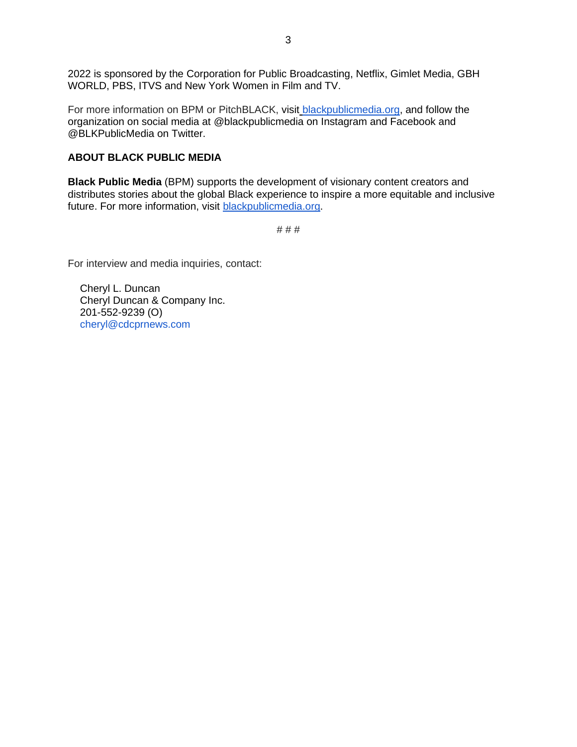2022 is sponsored by the Corporation for Public Broadcasting, Netflix, Gimlet Media, GBH WORLD, PBS, ITVS and New York Women in Film and TV.

For more information on BPM or PitchBLACK, visit blackpublicmedia.org, and follow the organization on social media at @blackpublicmedia on Instagram and Facebook and @BLKPublicMedia on Twitter.

## ABOUT BLACK PUBLIC MEDIA

**Black Public Media** (BPM) supports the development of visionary content creators and distributes stories about the global Black experience to inspire a more equitable and inclusive future. For more information, visit blackpublicmedia.org.

# # #

For interview and media inquiries, contact:

Cheryl L. Duncan
Cheryl Duncan & Company Inc.
201-552-9239 (O)
cheryl@cdcprnews.com